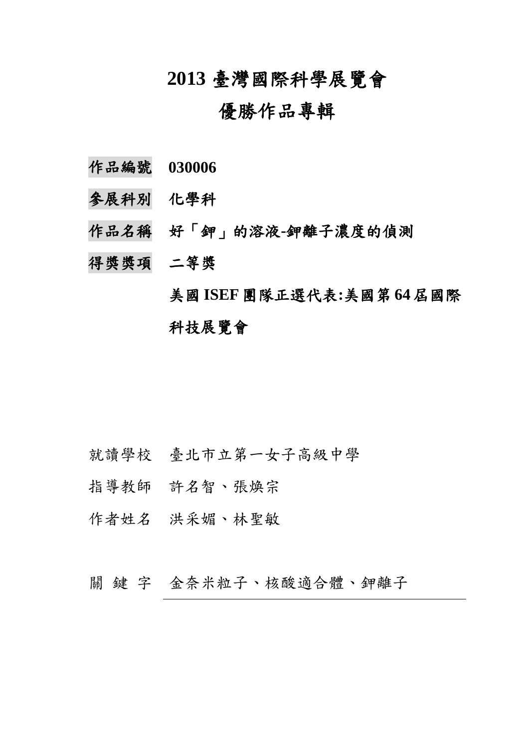# 2013 臺灣國際科學展覽會

# 優勝作品專輯

**作品編號** **030006**

**參展科別** **化學科**

**作品名稱** **好「鉀」的溶液-鉀離子濃度的偵測**

**得獎獎項** **二等獎**

**美國 ISEF 團隊正選代表:美國第 64 屆國際科技展覽會**

就讀學校 臺北市立第一女子高級中學

指導教師 許名智、張煥宗

作者姓名 洪采媚、林聖敏

關 鍵 字 金奈米粒子、核酸適合體、鉀離子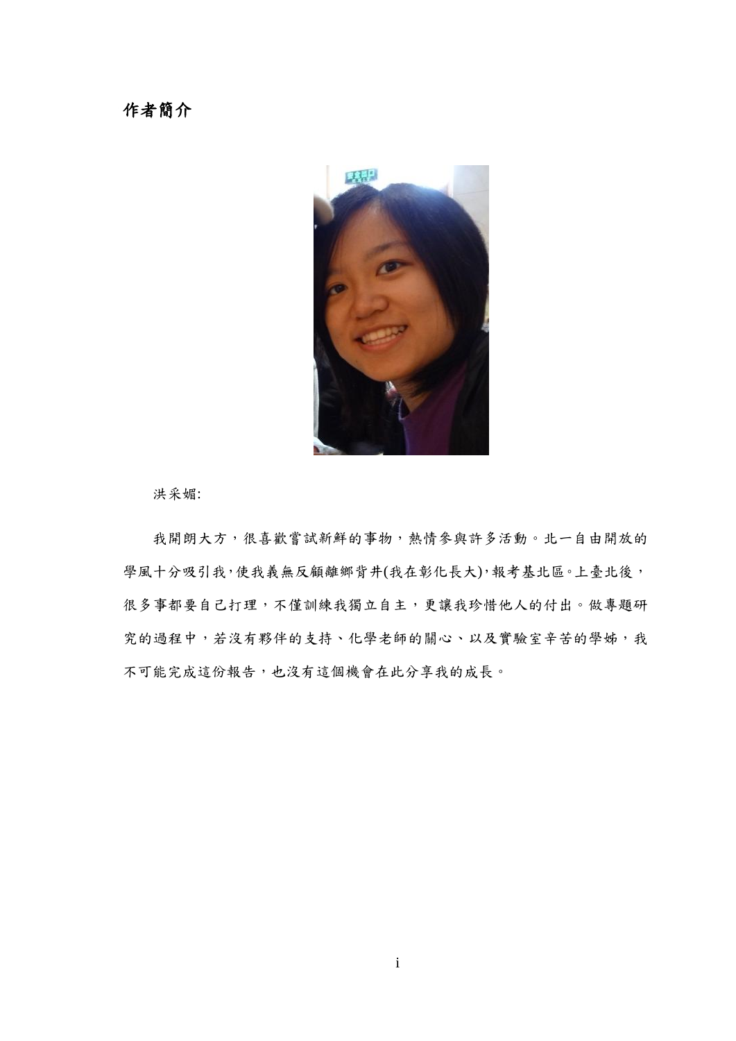# 作者簡介

洪采媚:

我開朗大方，很喜歡嘗試新鮮的事物，熱情參與許多活動。北一自由開放的學風十分吸引我，使我義無反顧離鄉背井(我在彰化長大)，報考基北區。上臺北後，很多事都要自己打理，不僅訓練我獨立自主，更讓我珍惜他人的付出。做專題研究的過程中，若沒有夥伴的支持、化學老師的關心、以及實驗室辛苦的學姊，我不可能完成這份報告，也沒有這個機會在此分享我的成長。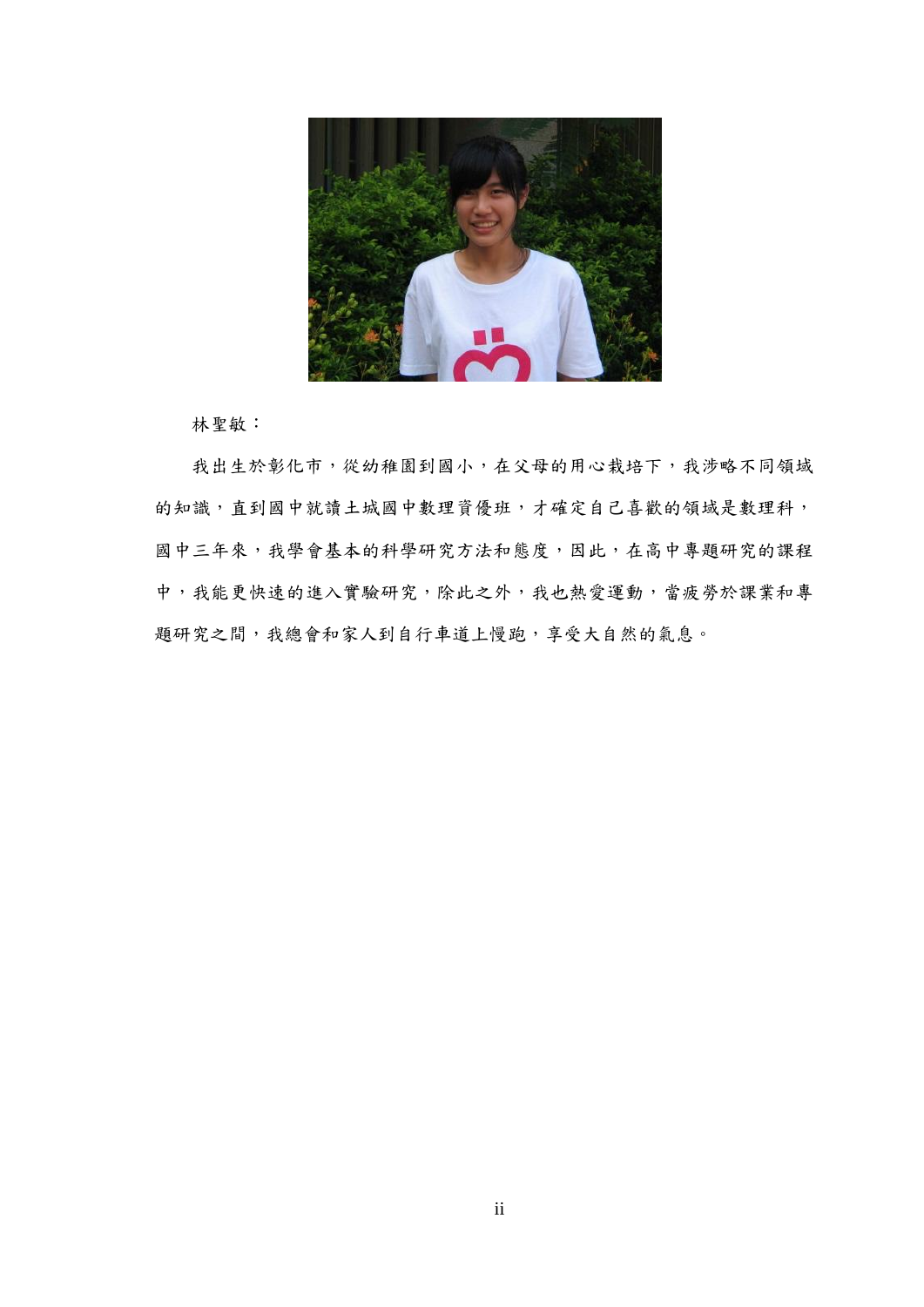林聖敏：

我出生於彰化市，從幼稚園到國小，在父母的用心栽培下，我涉略不同領域的知識，直到國中就讀土城國中數理資優班，才確定自己喜歡的領域是數理科，國中三年來，我學會基本的科學研究方法和態度，因此，在高中專題研究的課程中，我能更快速的進入實驗研究，除此之外，我也熱愛運動，當疲勞於課業和專題研究之間，我總會和家人到自行車道上慢跑，享受大自然的氣息。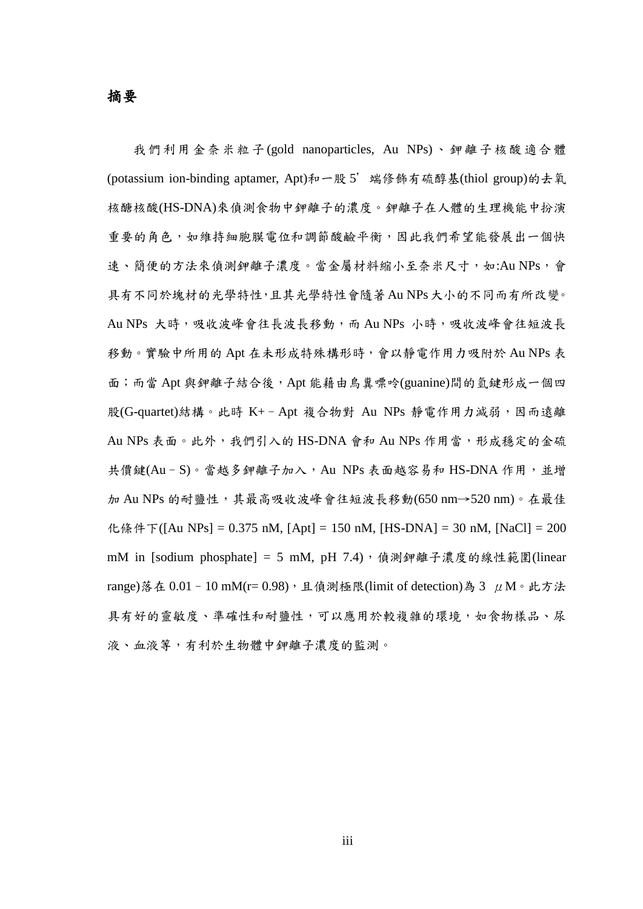# 摘要

我們利用金奈米粒子(gold nanoparticles, Au NPs)、鉀離子核酸適合體(potassium ion-binding aptamer, Apt)和一股5'端修飾有硫醇基(thiol group)的去氧核醣核酸(HS-DNA)來偵測食物中鉀離子的濃度。鉀離子在人體的生理機能中扮演重要的角色，如維持細胞膜電位和調節酸鹼平衡，因此我們希望能發展出一個快速、簡便的方法來偵測鉀離子濃度。當金屬材料縮小至奈米尺寸，如:Au NPs，會具有不同於塊材的光學特性,且其光學特性會隨著Au NPs大小的不同而有所改變。Au NPs 大時，吸收波峰會往長波長移動，而Au NPs 小時，吸收波峰會往短波長移動。實驗中所用的Apt在未形成特殊構形時，會以靜電作用力吸附於Au NPs表面；而當Apt與鉀離子結合後，Apt能藉由鳥糞嘌呤(guanine)間的氫鍵形成一個四股(G-quartet)結構。此時 $K^+$–Apt 複合物對 Au NPs 靜電作用力減弱，因而遠離Au NPs表面。此外，我們引入的HS-DNA會和Au NPs作用當，形成穩定的金硫共價鍵(Au–S)。當越多鉀離子加入，Au NPs表面越容易和HS-DNA作用，並增加Au NPs的耐鹽性，其最高吸收波峰會往短波長移動(650 nm→520 nm)。在最佳化條件下([Au NPs] = 0.375 nM, [Apt] = 150 nM, [HS-DNA] = 30 nM, [NaCl] = 200 mM in [sodium phosphate] = 5 mM, pH 7.4)，偵測鉀離子濃度的線性範圍(linear range)落在0.01–10 mM(r= 0.98)，且偵測極限(limit of detection)為3 μM。此方法具有好的靈敏度、準確性和耐鹽性，可以應用於較複雜的環境，如食物樣品、尿液、血液等，有利於生物體中鉀離子濃度的監測。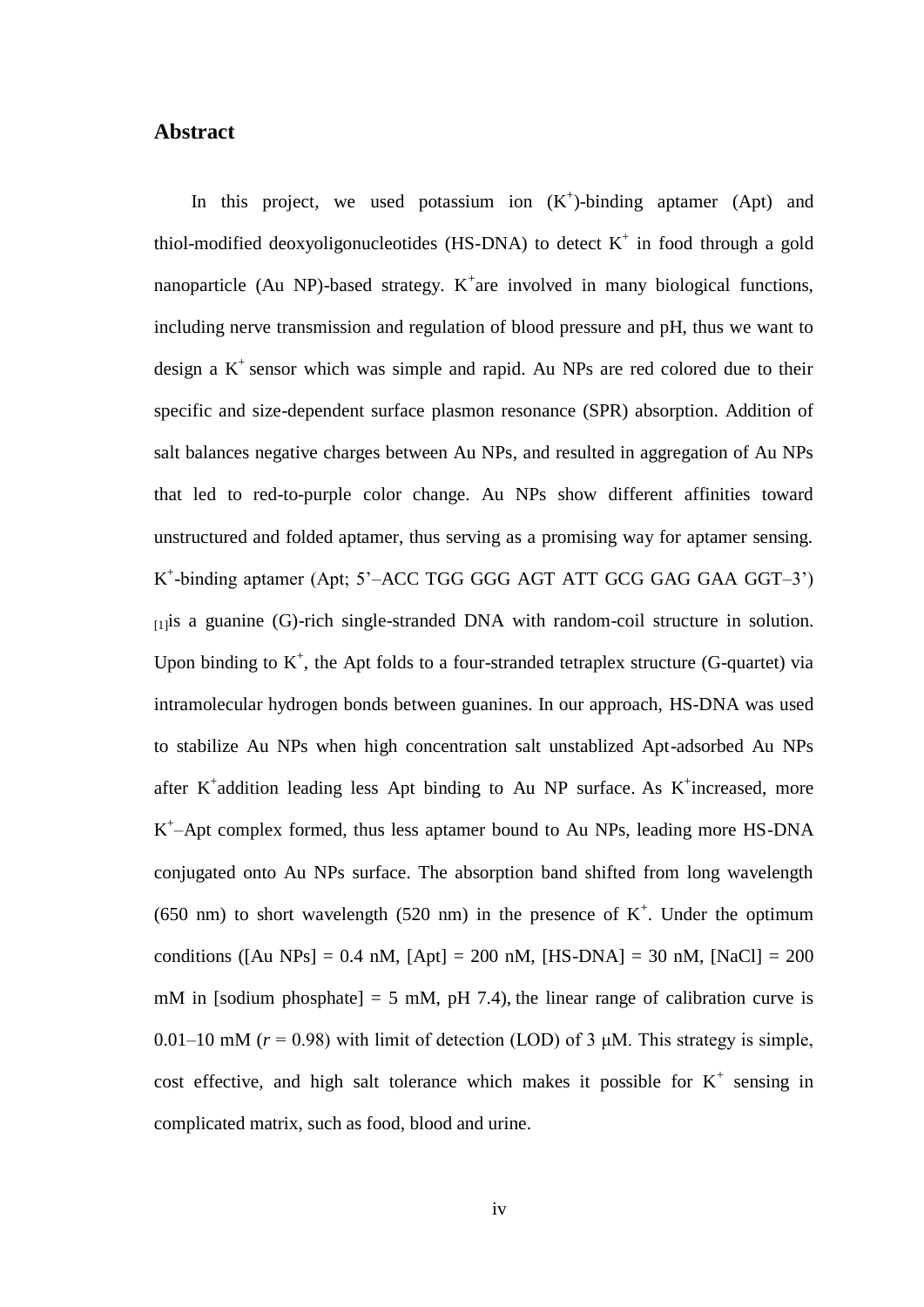## Abstract

In this project, we used potassium ion ($K^+$)-binding aptamer (Apt) and thiol-modified deoxyoligonucleotides (HS-DNA) to detect $K^+$ in food through a gold nanoparticle (Au NP)-based strategy. $K^+$are involved in many biological functions, including nerve transmission and regulation of blood pressure and pH, thus we want to design a $K^+$ sensor which was simple and rapid. Au NPs are red colored due to their specific and size-dependent surface plasmon resonance (SPR) absorption. Addition of salt balances negative charges between Au NPs, and resulted in aggregation of Au NPs that led to red-to-purple color change. Au NPs show different affinities toward unstructured and folded aptamer, thus serving as a promising way for aptamer sensing. $K^+$-binding aptamer (Apt; 5'–ACC TGG GGG AGT ATT GCG GAG GAA GGT–3') [1]is a guanine (G)-rich single-stranded DNA with random-coil structure in solution. Upon binding to $K^+$, the Apt folds to a four-stranded tetraplex structure (G-quartet) via intramolecular hydrogen bonds between guanines. In our approach, HS-DNA was used to stabilize Au NPs when high concentration salt unstablized Apt-adsorbed Au NPs after $K^+$addition leading less Apt binding to Au NP surface. As $K^+$increased, more $K^+$–Apt complex formed, thus less aptamer bound to Au NPs, leading more HS-DNA conjugated onto Au NPs surface. The absorption band shifted from long wavelength (650 nm) to short wavelength (520 nm) in the presence of $K^+$. Under the optimum conditions ([Au NPs] = 0.4 nM, [Apt] = 200 nM, [HS-DNA] = 30 nM, [NaCl] = 200 mM in [sodium phosphate] = 5 mM, pH 7.4), the linear range of calibration curve is 0.01–10 mM ($r$ = 0.98) with limit of detection (LOD) of 3 μM. This strategy is simple, cost effective, and high salt tolerance which makes it possible for $K^+$ sensing in complicated matrix, such as food, blood and urine.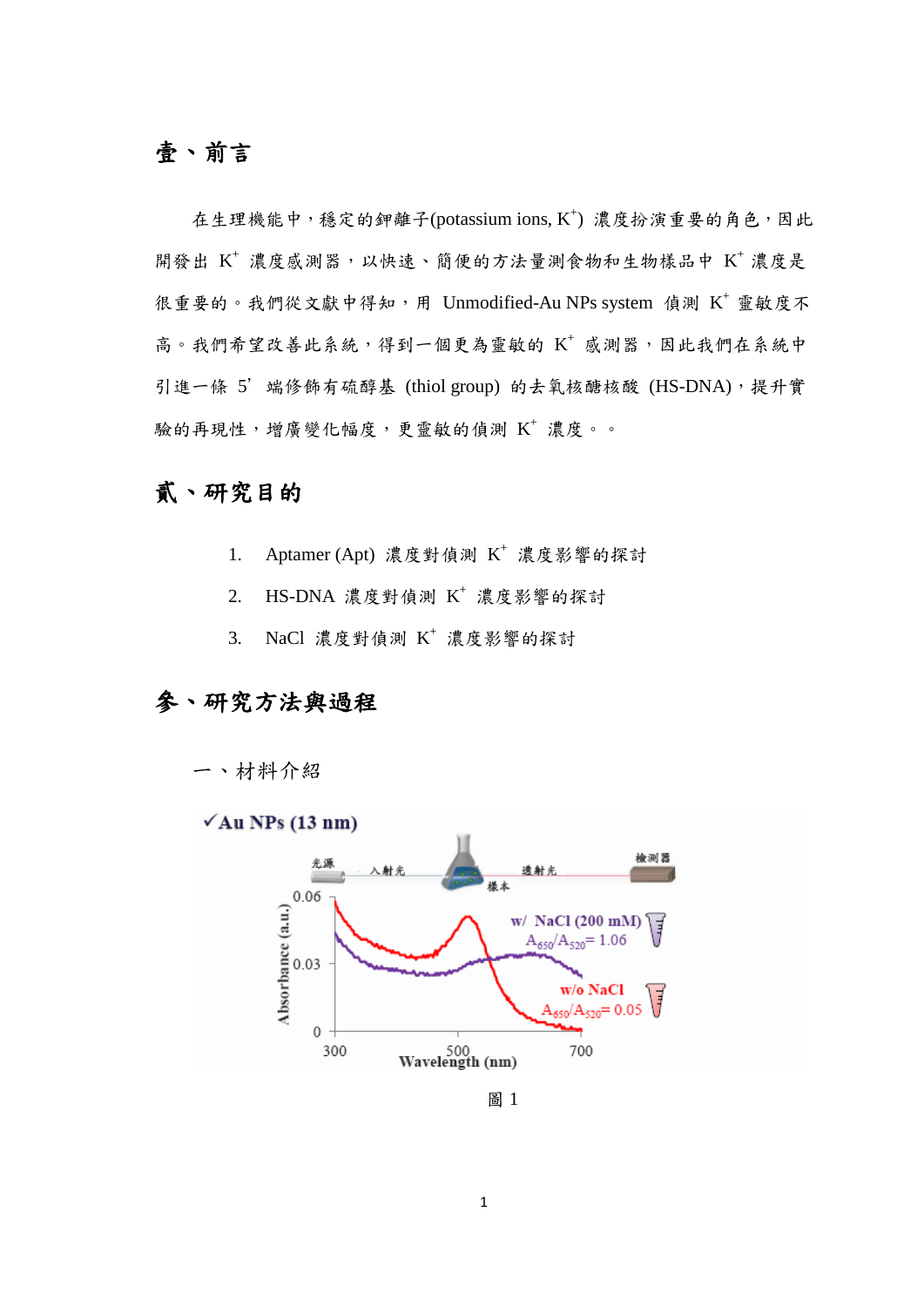# 壹、前言

在生理機能中，穩定的鉀離子(potassium ions, $K^+$) 濃度扮演重要的角色，因此開發出 $K^+$ 濃度感測器，以快速、簡便的方法量測食物和生物樣品中 $K^+$ 濃度是很重要的。我們從文獻中得知，用 Unmodified-Au NPs system 偵測 $K^+$ 靈敏度不高。我們希望改善此系統，得到一個更為靈敏的 $K^+$ 感測器，因此我們在系統中引進一條 5' 端修飾有硫醇基 (thiol group) 的去氧核醣核酸 (HS-DNA)，提升實驗的再現性，增廣變化幅度，更靈敏的偵測 $K^+$ 濃度。。

# 貳、研究目的

1. Aptamer (Apt) 濃度對偵測 $K^+$ 濃度影響的探討
2. HS-DNA 濃度對偵測 $K^+$ 濃度影響的探討
3. NaCl 濃度對偵測 $K^+$ 濃度影響的探討

# 參、研究方法與過程

一、材料介紹

✓Au NPs (13 nm)

光源　入射光　樣本　透射光　檢測器

w/ NaCl (200 mM) $A_{650}/A_{520}$= 1.06

w/o NaCl $A_{650}/A_{520}$= 0.05

Absorbance (a.u.)　Wavelength (nm)

圖 1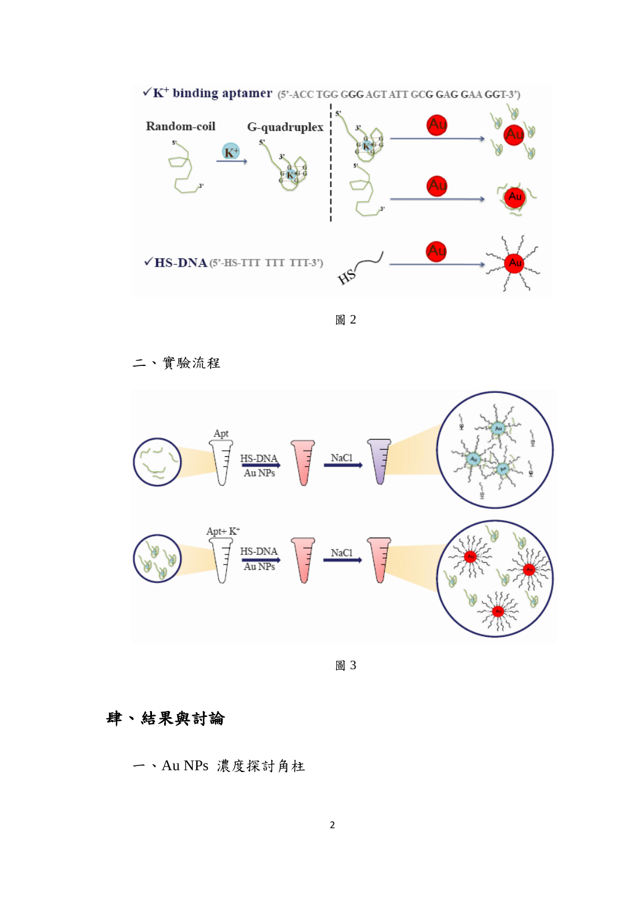圖 2

二、實驗流程

圖 3

# 肆、結果與討論

一、Au NPs 濃度探討角柱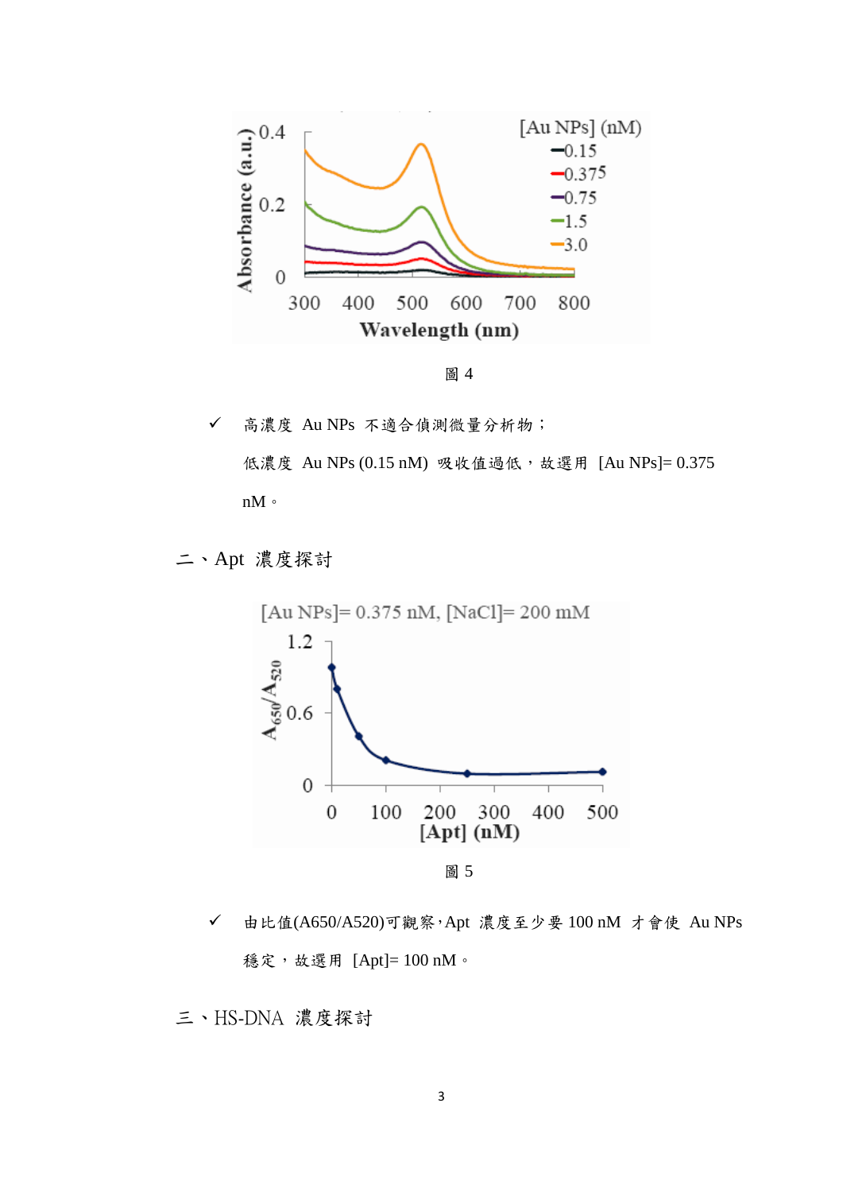圖 4

✓ 高濃度 Au NPs 不適合偵測微量分析物；
低濃度 Au NPs (0.15 nM) 吸收值過低，故選用 [Au NPs]= 0.375 nM。

## 二、Apt 濃度探討

圖 5

✓ 由比值(A650/A520)可觀察，Apt 濃度至少要 100 nM 才會使 Au NPs 穩定，故選用 [Apt]= 100 nM。

## 三、HS-DNA 濃度探討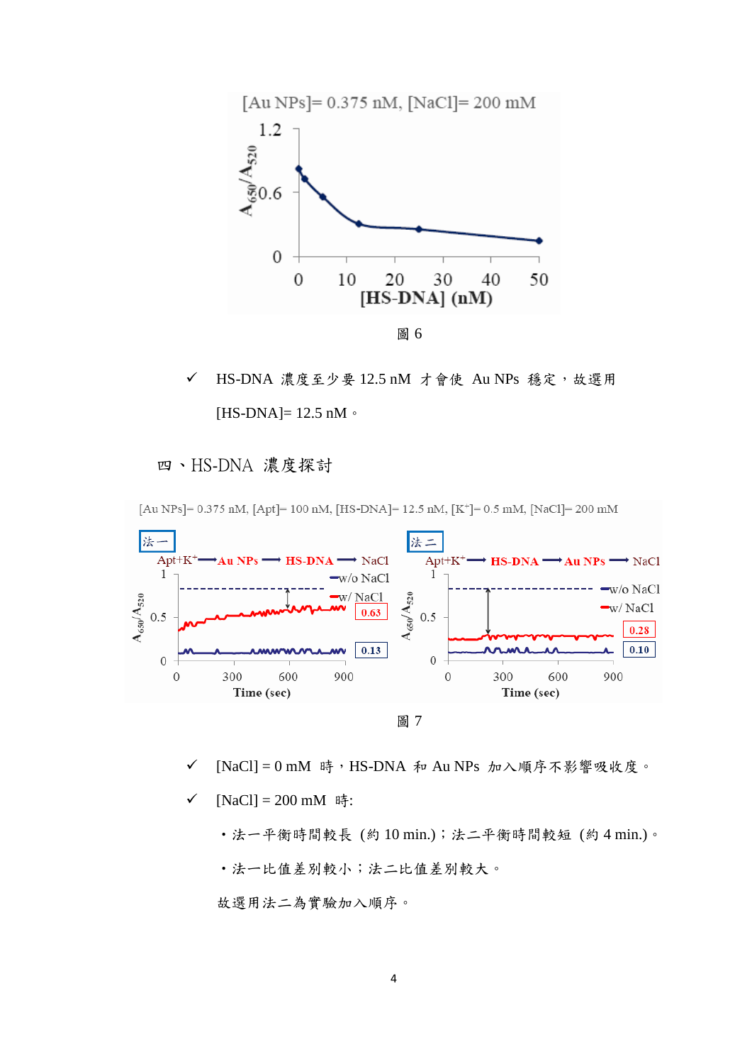圖 6

✓ HS-DNA 濃度至少要 12.5 nM 才會使 Au NPs 穩定，故選用 [HS-DNA]= 12.5 nM。

## 四、HS-DNA 濃度探討

圖 7

✓ [NaCl] = 0 mM 時，HS-DNA 和 Au NPs 加入順序不影響吸收度。

✓ [NaCl] = 200 mM 時:

・法一平衡時間較長 (約 10 min.)；法二平衡時間較短 (約 4 min.)。

・法一比值差別較小；法二比值差別較大。

故選用法二為實驗加入順序。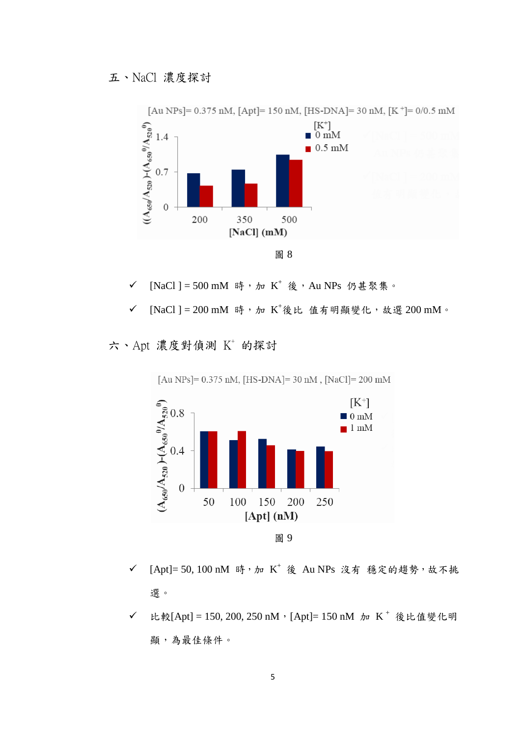## 五、NaCl 濃度探討

[Au NPs]= 0.375 nM, [Apt]= 150 nM, [HS-DNA]= 30 nM, $[K^+]$= 0/0.5 mM

圖 8

- ✓ [NaCl ] = 500 mM 時，加 $K^+$ 後，Au NPs 仍甚聚集。
- ✓ [NaCl ] = 200 mM 時，加 $K^+$後比 值有明顯變化，故選 200 mM。

## 六、Apt 濃度對偵測 $K^+$ 的探討

[Au NPs]= 0.375 nM, [HS-DNA]= 30 nM , [NaCl]= 200 mM

圖 9

- ✓ [Apt]= 50, 100 nM 時，加 $K^+$ 後 Au NPs 沒有 穩定的趨勢，故不挑選。
- ✓ 比較[Apt] = 150, 200, 250 nM，[Apt]= 150 nM 加 $K^+$ 後比值變化明顯，為最佳條件。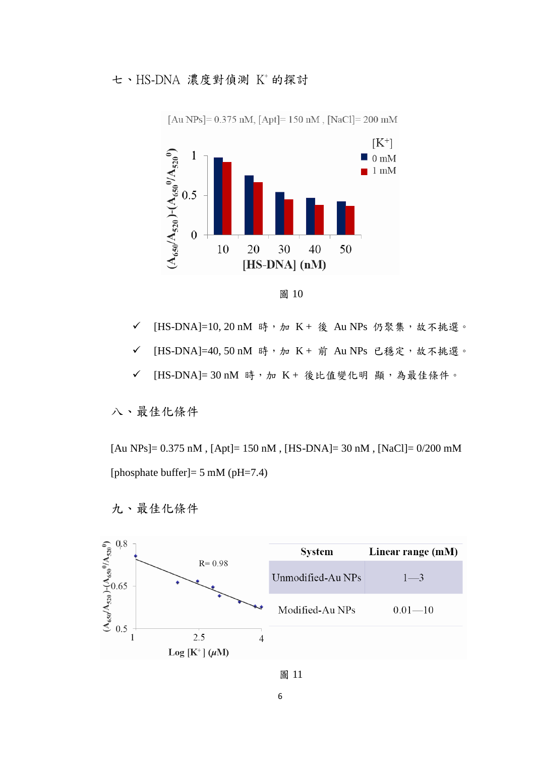## 七、HS-DNA 濃度對偵測 $K^+$ 的探討

[Au NPs]= 0.375 nM, [Apt]= 150 nM , [NaCl]= 200 mM

圖 10

- ✓ [HS-DNA]=10, 20 nM 時，加 K+ 後 Au NPs 仍聚集，故不挑選。
- ✓ [HS-DNA]=40, 50 nM 時，加 K+ 前 Au NPs 已穩定，故不挑選。
- ✓ [HS-DNA]= 30 nM 時，加 K+ 後比值變化明 顯，為最佳條件。

## 八、最佳化條件

[Au NPs]= 0.375 nM , [Apt]= 150 nM , [HS-DNA]= 30 nM , [NaCl]= 0/200 mM

[phosphate buffer]= 5 mM (pH=7.4)

## 九、最佳化條件

| System | Linear range (mM) |
|---|---|
| Unmodified-Au NPs | 1—3 |
| Modified-Au NPs | 0.01—10 |

圖 11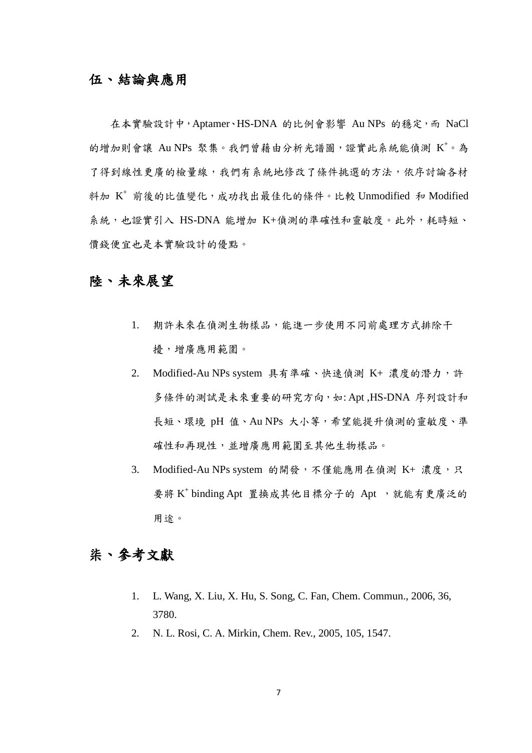## 伍、結論與應用

在本實驗設計中，Aptamer、HS-DNA 的比例會影響 Au NPs 的穩定，而 NaCl 的增加則會讓 Au NPs 聚集。我們曾藉由分析光譜圖，證實此系統能偵測 $K^+$。為了得到線性更廣的檢量線，我們有系統地修改了條件挑選的方法，依序討論各材料加 $K^+$ 前後的比值變化，成功找出最佳化的條件。比較 Unmodified 和 Modified 系統，也證實引入 HS-DNA 能增加 K+偵測的準確性和靈敏度。此外，耗時短、價錢便宜也是本實驗設計的優點。

## 陸、未來展望

1. 期許未來在偵測生物樣品，能進一步使用不同前處理方式排除干擾，增廣應用範圍。
2. Modified-Au NPs system 具有準確、快速偵測 K+ 濃度的潛力，許多條件的測試是未來重要的研究方向，如: Apt ,HS-DNA 序列設計和長短、環境 pH 值、Au NPs 大小等，希望能提升偵測的靈敏度、準確性和再現性，並增廣應用範圍至其他生物樣品。
3. Modified-Au NPs system 的開發，不僅能應用在偵測 K+ 濃度，只要將 $K^+$ binding Apt 置換成其他目標分子的 Apt ，就能有更廣泛的用途。

## 柒、參考文獻

1. L. Wang, X. Liu, X. Hu, S. Song, C. Fan, Chem. Commun., 2006, 36, 3780.
2. N. L. Rosi, C. A. Mirkin, Chem. Rev., 2005, 105, 1547.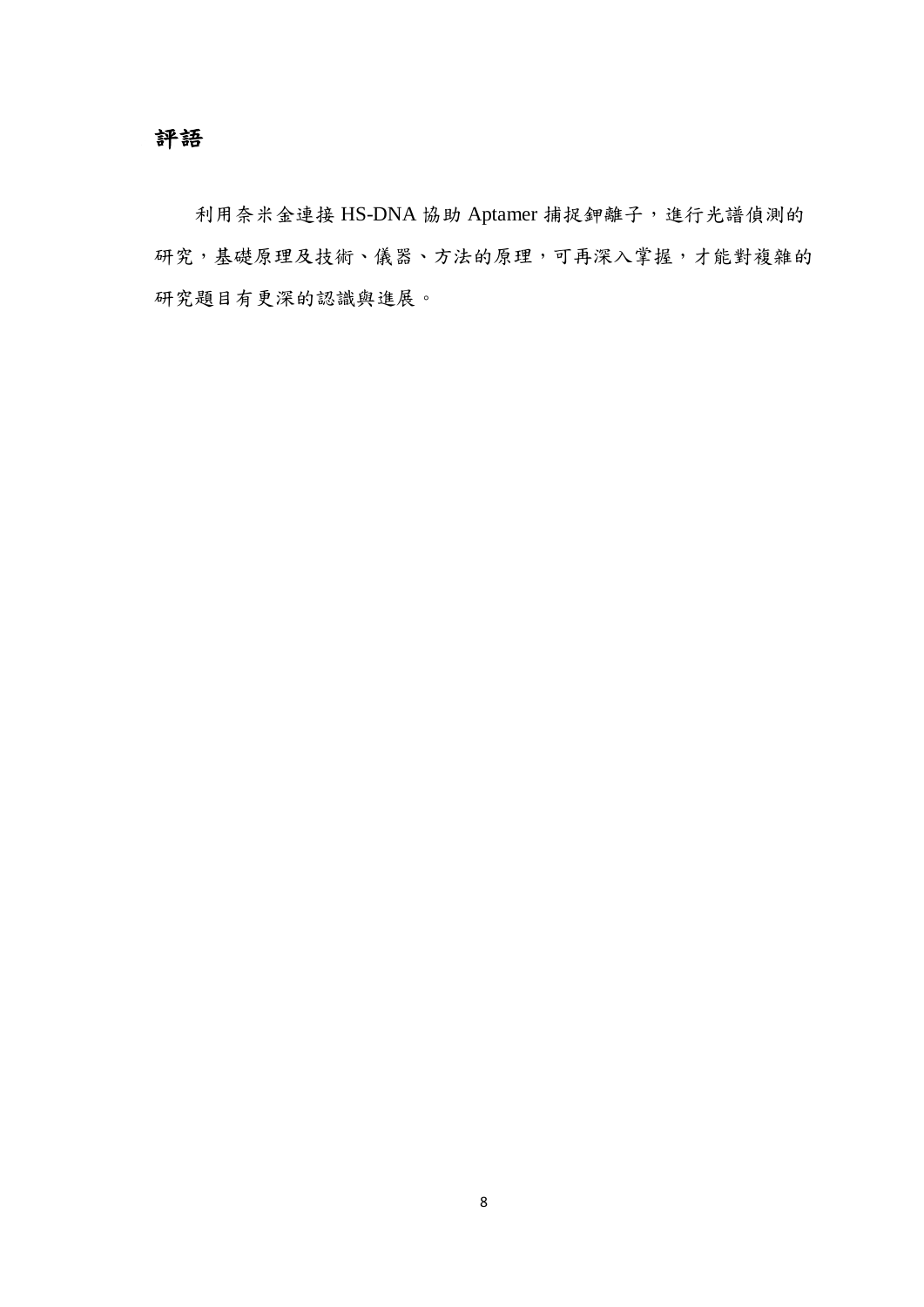## 評語

利用奈米金連接 HS-DNA 協助 Aptamer 捕捉鉀離子，進行光譜偵測的研究，基礎原理及技術、儀器、方法的原理，可再深入掌握，才能對複雜的研究題目有更深的認識與進展。